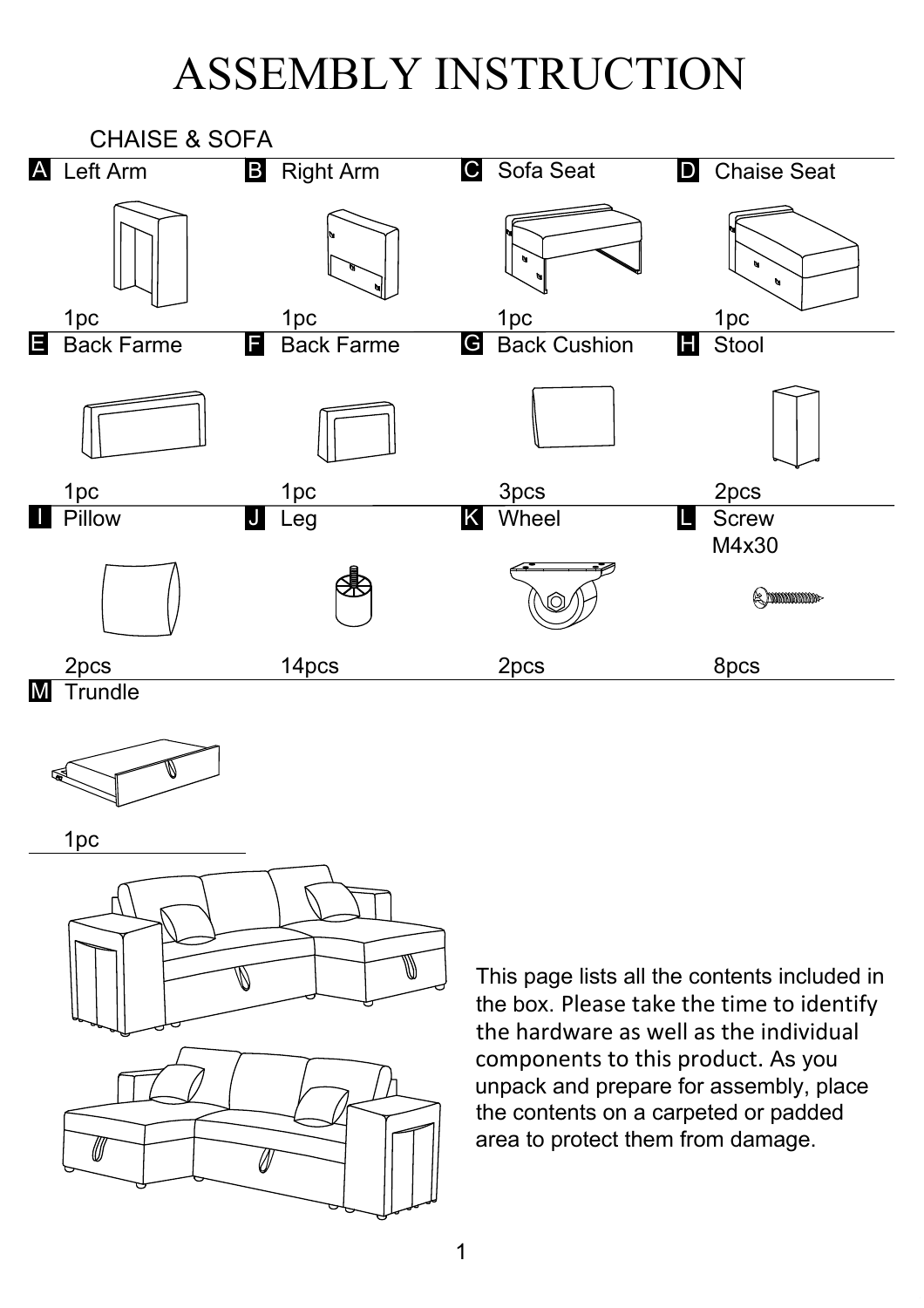# ASSEMBLY INSTRUCTION

## CHAISE & SOFA

| | Part | Qty |
|---|---|---|
| A | Left Arm | 1pc |
| B | Right Arm | 1pc |
| C | Sofa Seat | 1pc |
| D | Chaise Seat | 1pc |
| E | Back Farme | 1pc |
| F | Back Farme | 1pc |
| G | Back Cushion | 3pcs |
| H | Stool | 2pcs |
| I | Pillow | 2pcs |
| J | Leg | 14pcs |
| K | Wheel | 2pcs |
| L | Screw M4x30 | 8pcs |
| M | Trundle | 1pc |

This page lists all the contents included in the box. Please take the time to identify the hardware as well as the individual components to this product. As you unpack and prepare for assembly, place the contents on a carpeted or padded area to protect them from damage.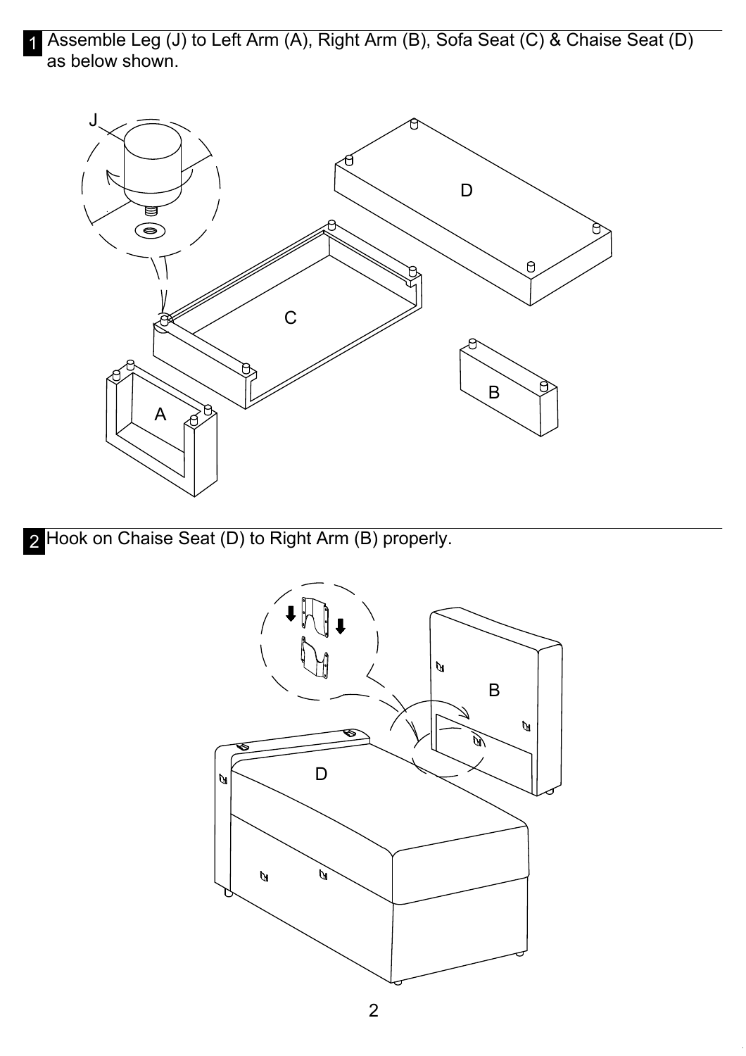**1** Assemble Leg (J) to Left Arm (A), Right Arm (B), Sofa Seat (C) & Chaise Seat (D) as below shown.

**2** Hook on Chaise Seat (D) to Right Arm (B) properly.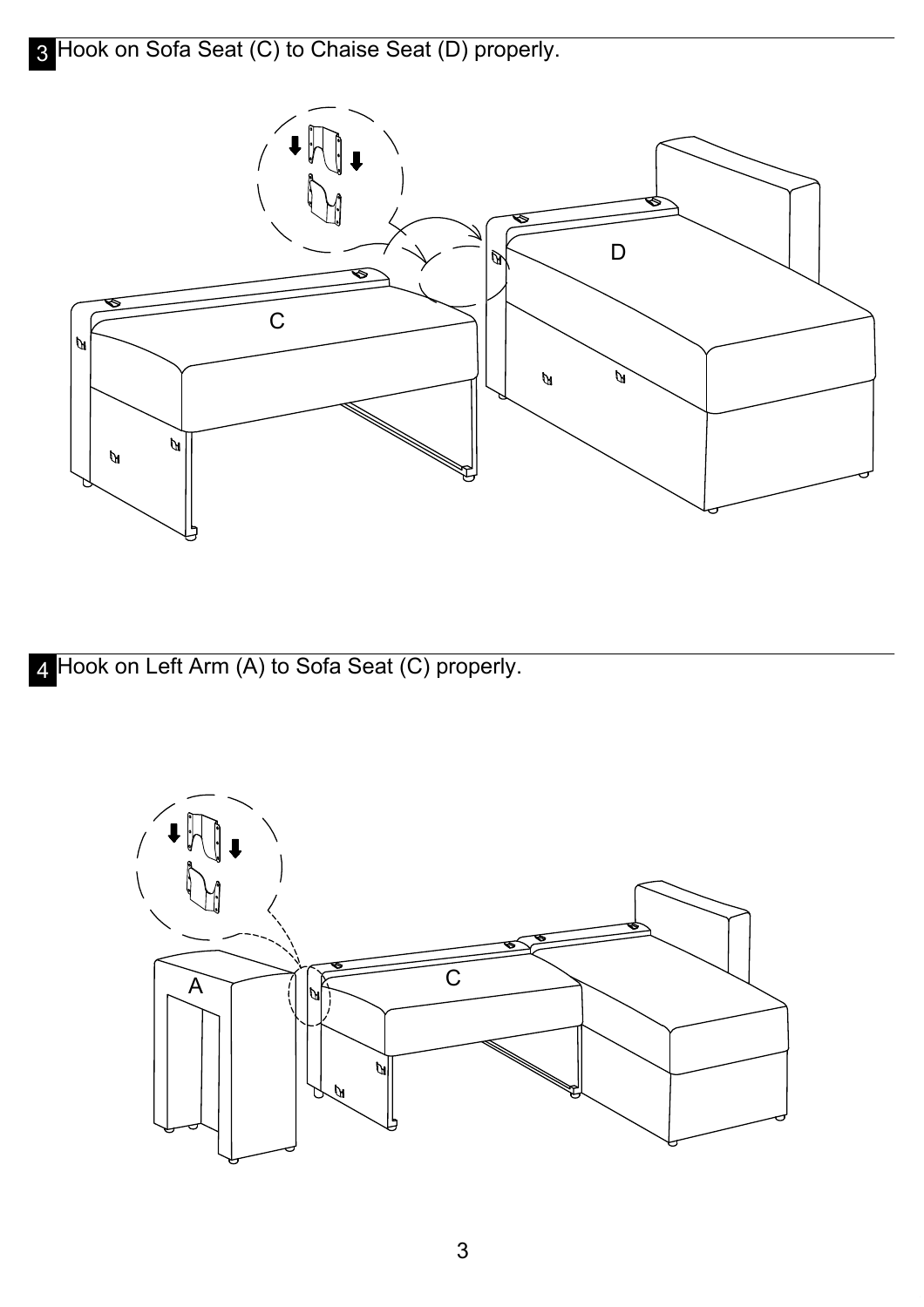3 Hook on Sofa Seat (C) to Chaise Seat (D) properly.

4 Hook on Left Arm (A) to Sofa Seat (C) properly.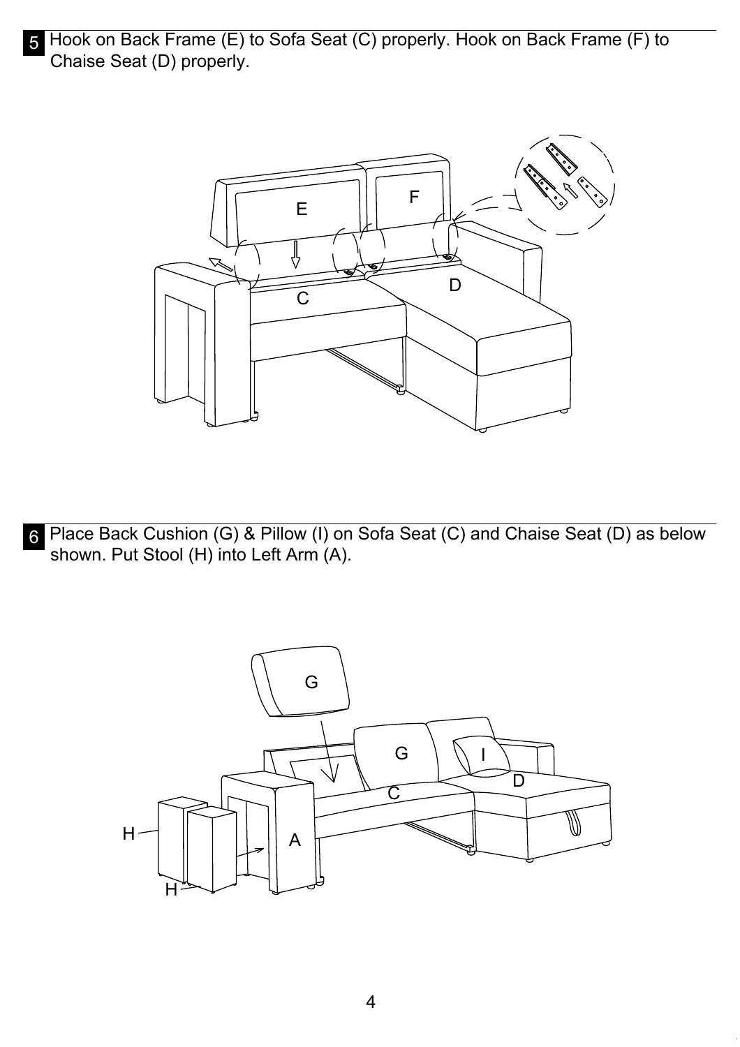**5** Hook on Back Frame (E) to Sofa Seat (C) properly. Hook on Back Frame (F) to Chaise Seat (D) properly.

**6** Place Back Cushion (G) & Pillow (I) on Sofa Seat (C) and Chaise Seat (D) as below shown. Put Stool (H) into Left Arm (A).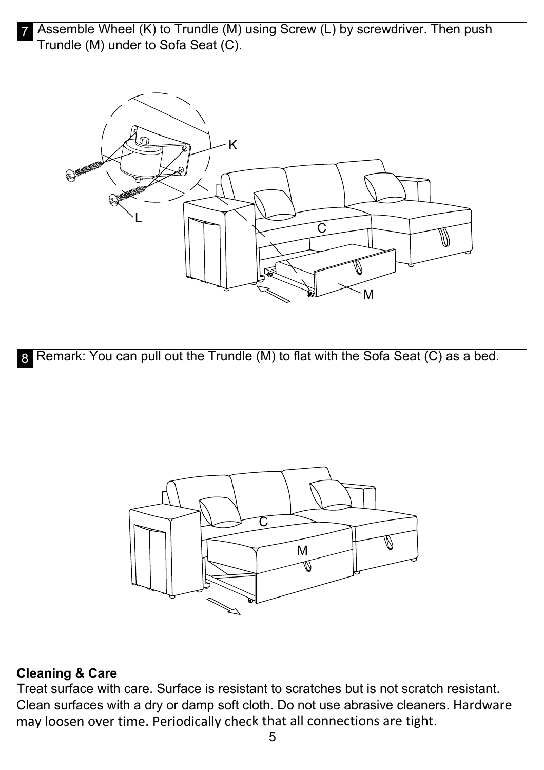**7** Assemble Wheel (K) to Trundle (M) using Screw (L) by screwdriver. Then push Trundle (M) under to Sofa Seat (C).

K

L

C

M

**8** Remark: You can pull out the Trundle (M) to flat with the Sofa Seat (C) as a bed.

C

M

**Cleaning & Care**

Treat surface with care. Surface is resistant to scratches but is not scratch resistant. Clean surfaces with a dry or damp soft cloth. Do not use abrasive cleaners. Hardware may loosen over time. Periodically check that all connections are tight.